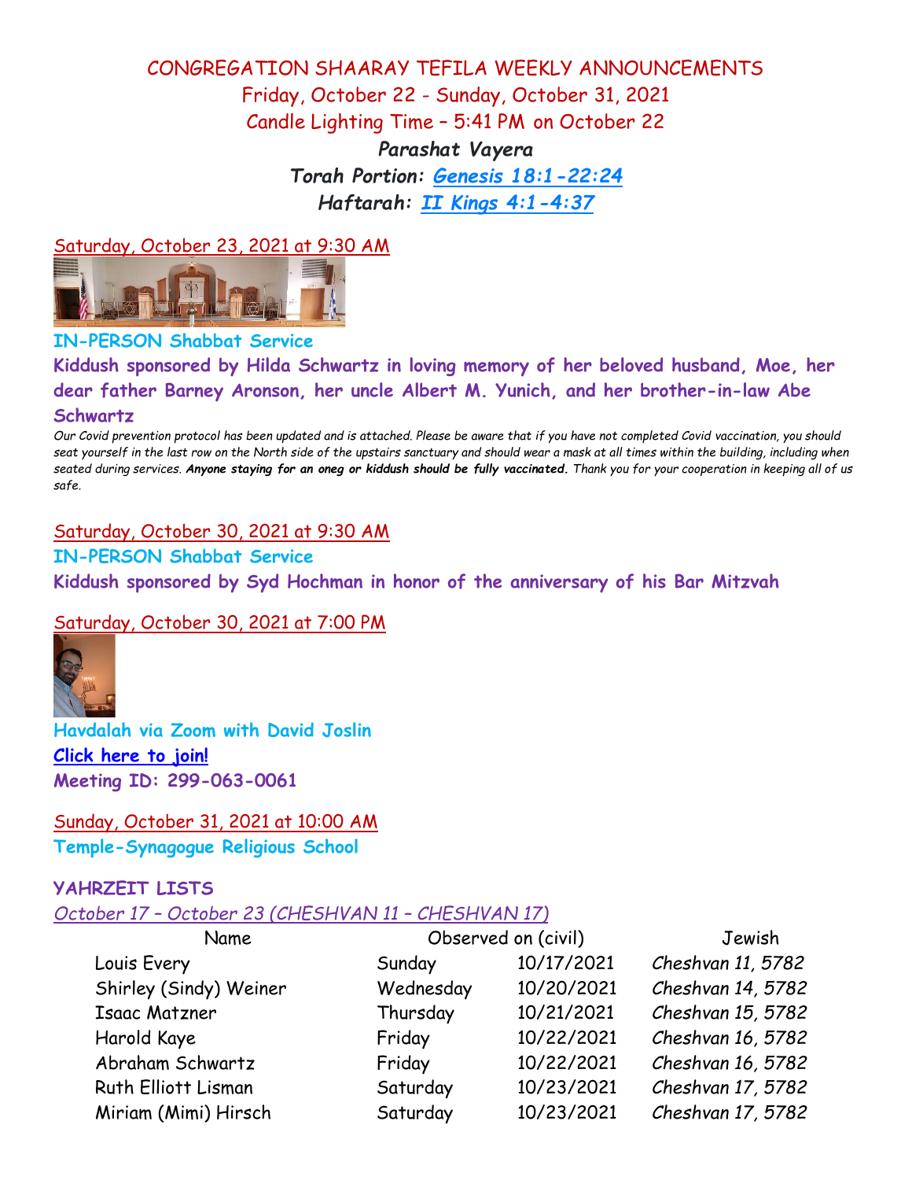# CONGREGATION SHAARAY TEFILA WEEKLY ANNOUNCEMENTS

## Friday, October 22 - Sunday, October 31, 2021

## Candle Lighting Time – 5:41 PM on October 22

### *Parashat Vayera*

### *Torah Portion: Genesis 18:1-22:24*

### *Haftarah: II Kings 4:1-4:37*

Saturday, October 23, 2021 at 9:30 AM

**IN-PERSON Shabbat Service**

**Kiddush sponsored by Hilda Schwartz in loving memory of her beloved husband, Moe, her dear father Barney Aronson, her uncle Albert M. Yunich, and her brother-in-law Abe Schwartz**

*Our Covid prevention protocol has been updated and is attached. Please be aware that if you have not completed Covid vaccination, you should seat yourself in the last row on the North side of the upstairs sanctuary and should wear a mask at all times within the building, including when seated during services. **Anyone staying for an oneg or kiddush should be fully vaccinated.** Thank you for your cooperation in keeping all of us safe.*

Saturday, October 30, 2021 at 9:30 AM

**IN-PERSON Shabbat Service**

**Kiddush sponsored by Syd Hochman in honor of the anniversary of his Bar Mitzvah**

Saturday, October 30, 2021 at 7:00 PM

**Havdalah via Zoom with David Joslin**

**Click here to join!**

**Meeting ID: 299-063-0061**

Sunday, October 31, 2021 at 10:00 AM

**Temple-Synagogue Religious School**

**YAHRZEIT LISTS**

*October 17 – October 23 (CHESHVAN 11 – CHESHVAN 17)*

| Name | Observed on (civil) | | Jewish |
|---|---|---|---|
| Louis Every | Sunday | 10/17/2021 | *Cheshvan 11, 5782* |
| Shirley (Sindy) Weiner | Wednesday | 10/20/2021 | *Cheshvan 14, 5782* |
| Isaac Matzner | Thursday | 10/21/2021 | *Cheshvan 15, 5782* |
| Harold Kaye | Friday | 10/22/2021 | *Cheshvan 16, 5782* |
| Abraham Schwartz | Friday | 10/22/2021 | *Cheshvan 16, 5782* |
| Ruth Elliott Lisman | Saturday | 10/23/2021 | *Cheshvan 17, 5782* |
| Miriam (Mimi) Hirsch | Saturday | 10/23/2021 | *Cheshvan 17, 5782* |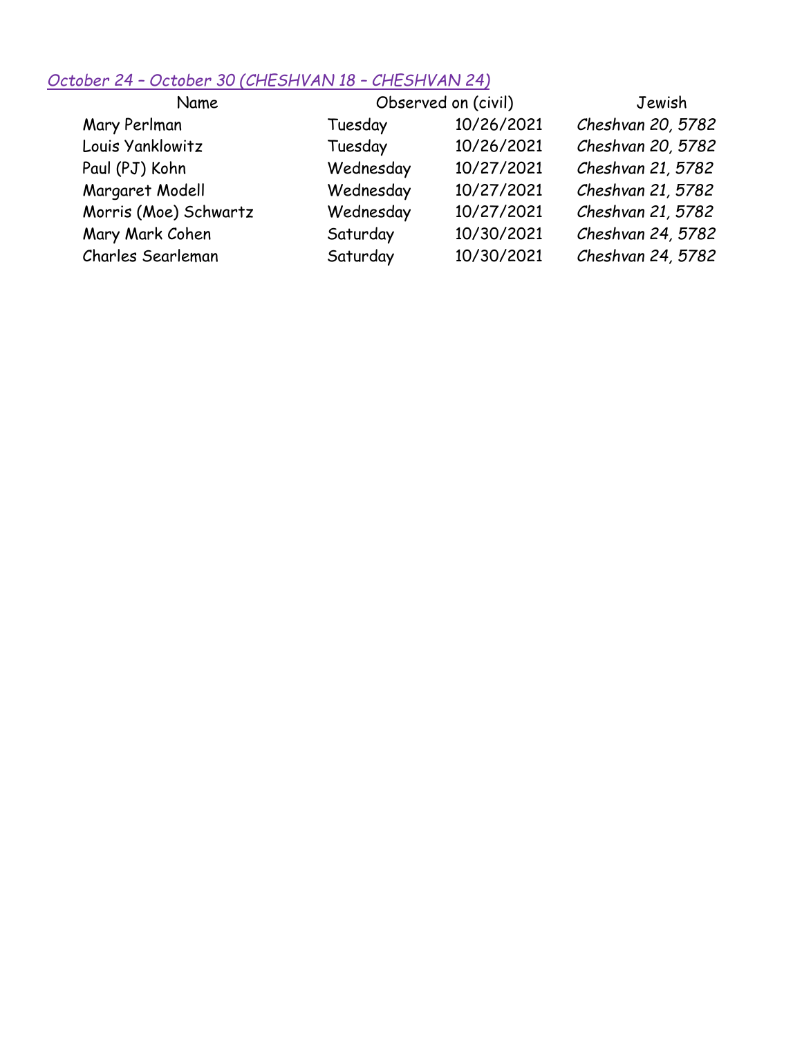*October 24 – October 30 (CHESHVAN 18 – CHESHVAN 24)*

| Name | Observed on (civil) | | Jewish |
|---|---|---|---|
| Mary Perlman | Tuesday | 10/26/2021 | *Cheshvan 20, 5782* |
| Louis Yanklowitz | Tuesday | 10/26/2021 | *Cheshvan 20, 5782* |
| Paul (PJ) Kohn | Wednesday | 10/27/2021 | *Cheshvan 21, 5782* |
| Margaret Modell | Wednesday | 10/27/2021 | *Cheshvan 21, 5782* |
| Morris (Moe) Schwartz | Wednesday | 10/27/2021 | *Cheshvan 21, 5782* |
| Mary Mark Cohen | Saturday | 10/30/2021 | *Cheshvan 24, 5782* |
| Charles Searleman | Saturday | 10/30/2021 | *Cheshvan 24, 5782* |